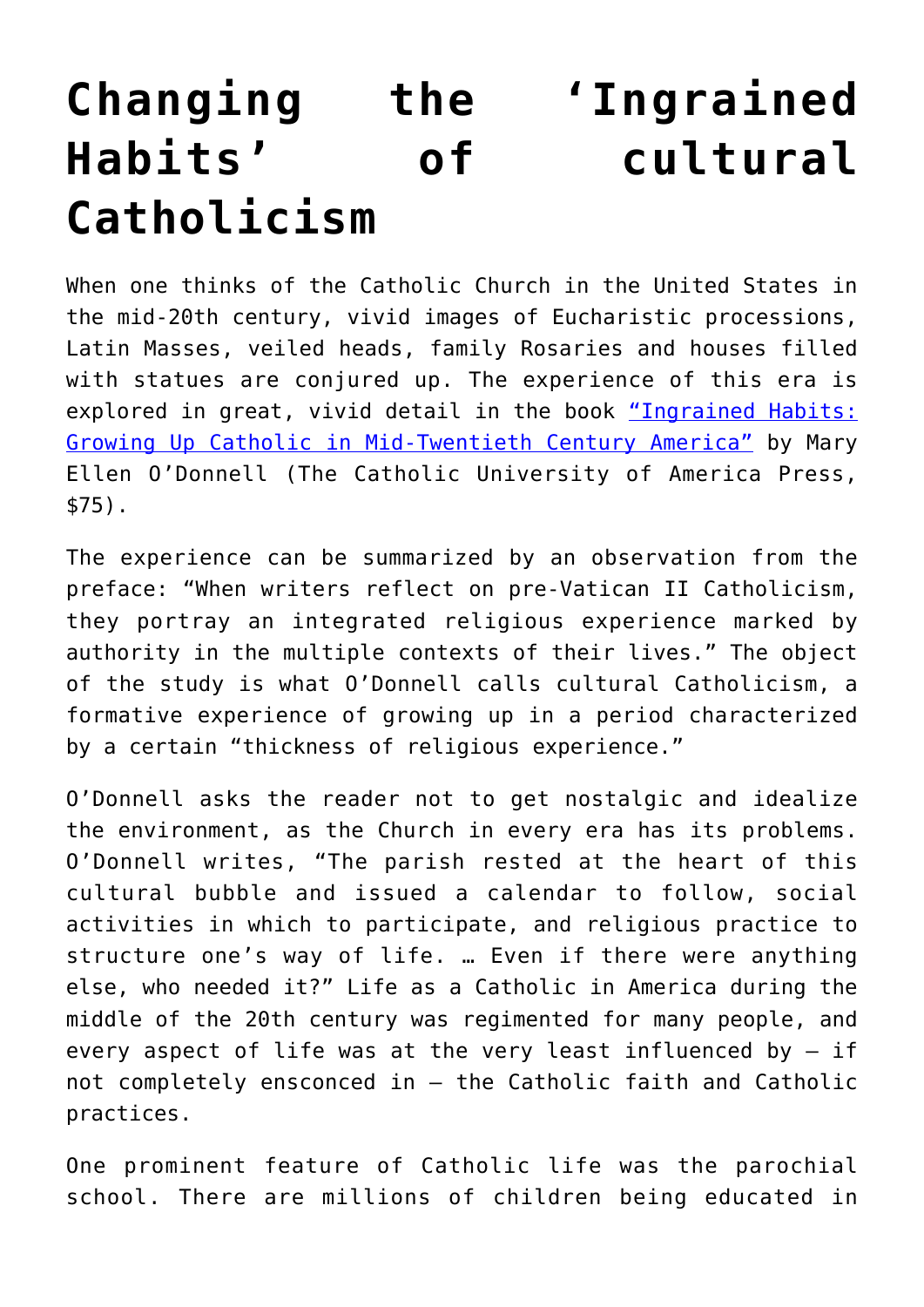# Changing the 'Ingrained Habits' of cultural Catholicism

When one thinks of the Catholic Church in the United States in the mid-20th century, vivid images of Eucharistic processions, Latin Masses, veiled heads, family Rosaries and houses filled with statues are conjured up. The experience of this era is explored in great, vivid detail in the book ["Ingrained Habits: Growing Up Catholic in Mid-Twentieth Century America"]() by Mary Ellen O'Donnell (The Catholic University of America Press, $75).

The experience can be summarized by an observation from the preface: "When writers reflect on pre-Vatican II Catholicism, they portray an integrated religious experience marked by authority in the multiple contexts of their lives." The object of the study is what O'Donnell calls cultural Catholicism, a formative experience of growing up in a period characterized by a certain "thickness of religious experience."

O'Donnell asks the reader not to get nostalgic and idealize the environment, as the Church in every era has its problems. O'Donnell writes, "The parish rested at the heart of this cultural bubble and issued a calendar to follow, social activities in which to participate, and religious practice to structure one's way of life. … Even if there were anything else, who needed it?" Life as a Catholic in America during the middle of the 20th century was regimented for many people, and every aspect of life was at the very least influenced by — if not completely ensconced in — the Catholic faith and Catholic practices.

One prominent feature of Catholic life was the parochial school. There are millions of children being educated in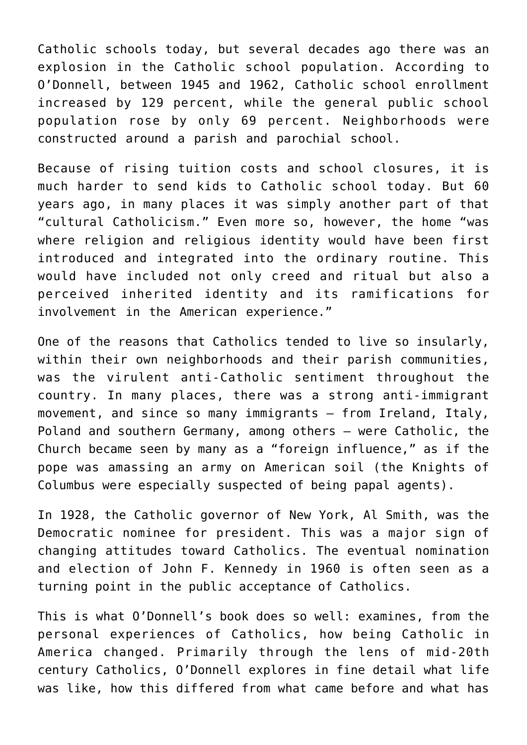Catholic schools today, but several decades ago there was an explosion in the Catholic school population. According to O'Donnell, between 1945 and 1962, Catholic school enrollment increased by 129 percent, while the general public school population rose by only 69 percent. Neighborhoods were constructed around a parish and parochial school.

Because of rising tuition costs and school closures, it is much harder to send kids to Catholic school today. But 60 years ago, in many places it was simply another part of that "cultural Catholicism." Even more so, however, the home "was where religion and religious identity would have been first introduced and integrated into the ordinary routine. This would have included not only creed and ritual but also a perceived inherited identity and its ramifications for involvement in the American experience."

One of the reasons that Catholics tended to live so insularly, within their own neighborhoods and their parish communities, was the virulent anti-Catholic sentiment throughout the country. In many places, there was a strong anti-immigrant movement, and since so many immigrants — from Ireland, Italy, Poland and southern Germany, among others — were Catholic, the Church became seen by many as a "foreign influence," as if the pope was amassing an army on American soil (the Knights of Columbus were especially suspected of being papal agents).

In 1928, the Catholic governor of New York, Al Smith, was the Democratic nominee for president. This was a major sign of changing attitudes toward Catholics. The eventual nomination and election of John F. Kennedy in 1960 is often seen as a turning point in the public acceptance of Catholics.

This is what O'Donnell's book does so well: examines, from the personal experiences of Catholics, how being Catholic in America changed. Primarily through the lens of mid-20th century Catholics, O'Donnell explores in fine detail what life was like, how this differed from what came before and what has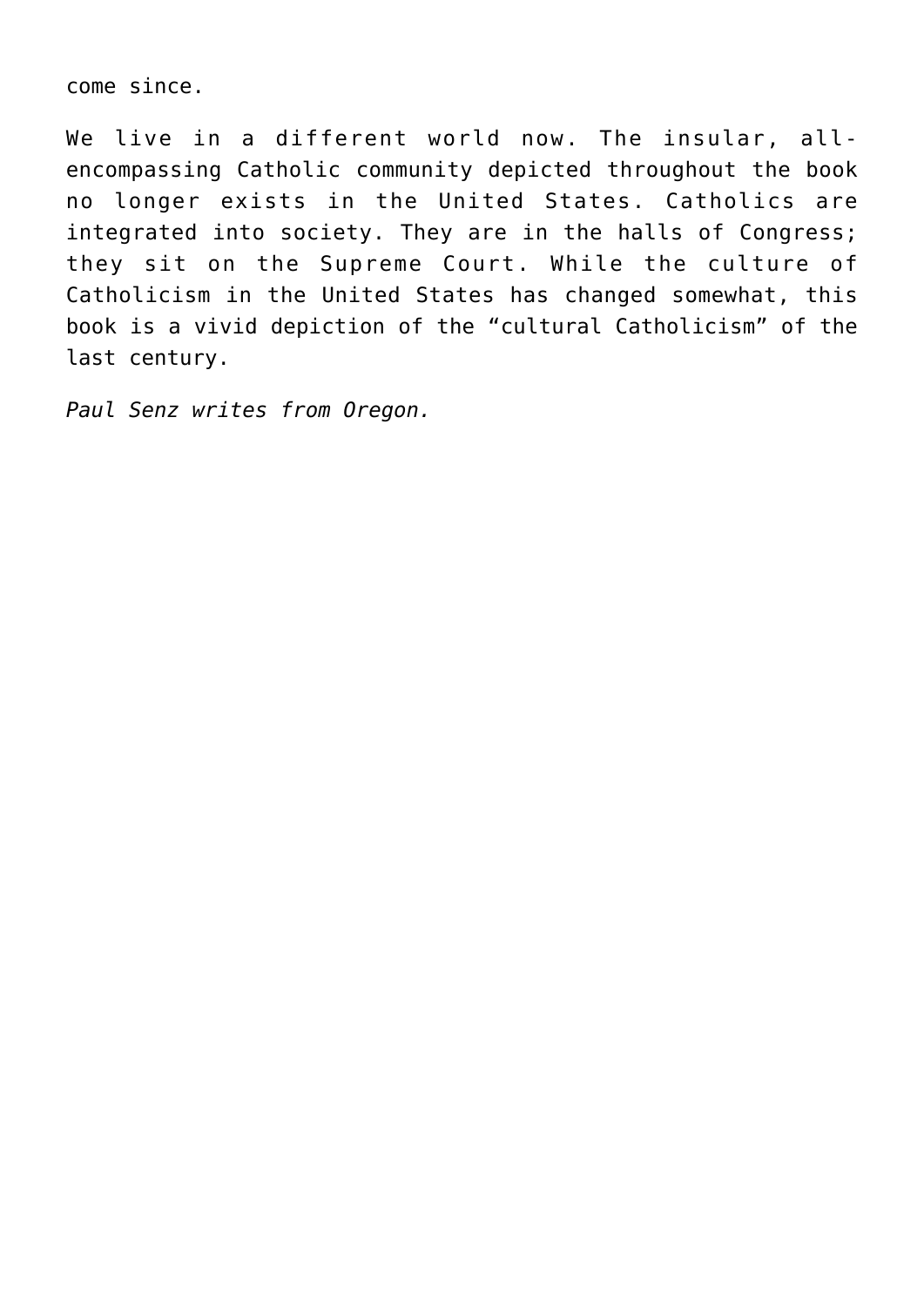come since.

We live in a different world now. The insular, all-encompassing Catholic community depicted throughout the book no longer exists in the United States. Catholics are integrated into society. They are in the halls of Congress; they sit on the Supreme Court. While the culture of Catholicism in the United States has changed somewhat, this book is a vivid depiction of the "cultural Catholicism" of the last century.

*Paul Senz writes from Oregon.*